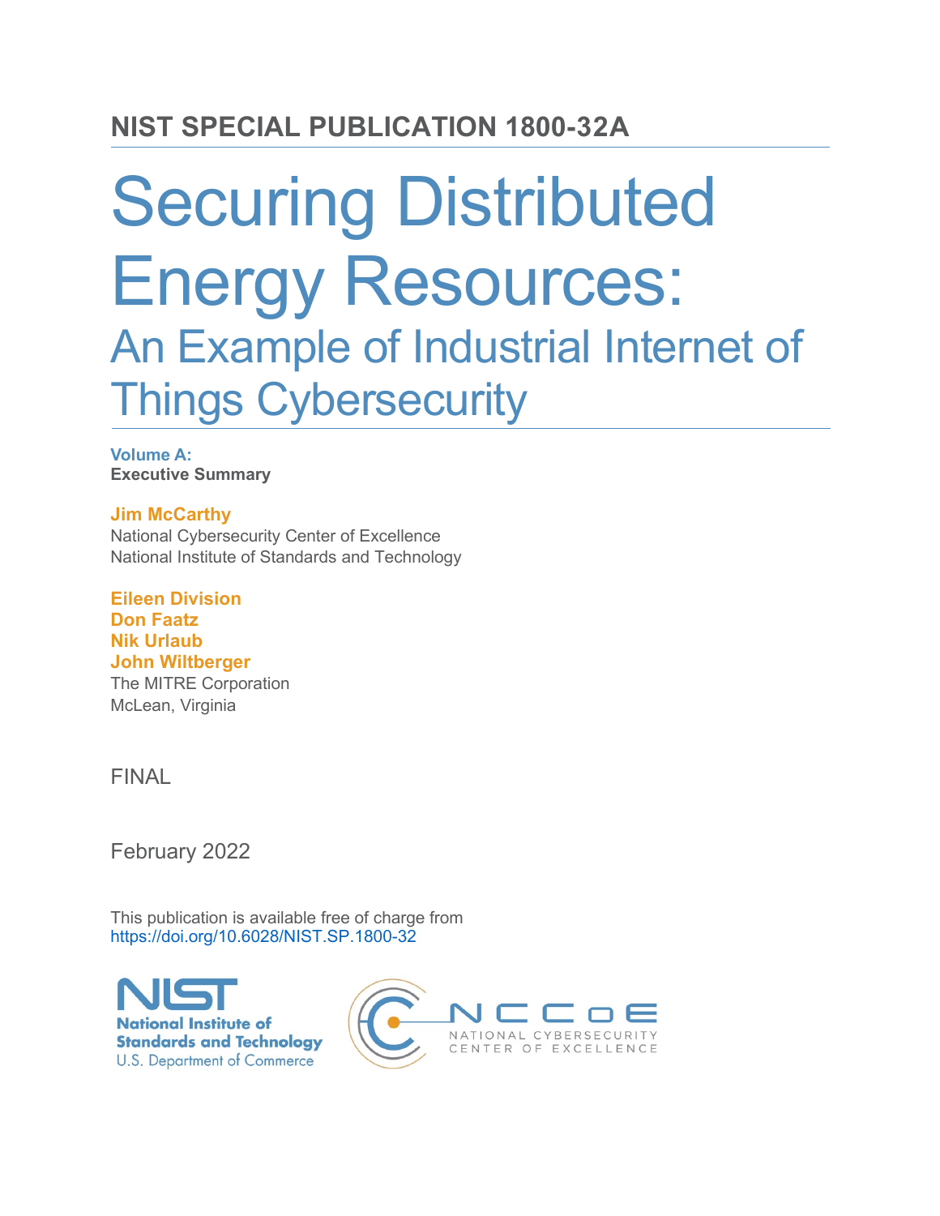# NIST SPECIAL PUBLICATION 1800-32A

# Securing Distributed Energy Resources:

## An Example of Industrial Internet of Things Cybersecurity

**Volume A:**
**Executive Summary**

**Jim McCarthy**
National Cybersecurity Center of Excellence
National Institute of Standards and Technology

**Eileen Division**
**Don Faatz**
**Nik Urlaub**
**John Wiltberger**
The MITRE Corporation
McLean, Virginia

FINAL

February 2022

This publication is available free of charge from
https://doi.org/10.6028/NIST.SP.1800-32

National Institute of Standards and Technology
U.S. Department of Commerce

NATIONAL CYBERSECURITY CENTER OF EXCELLENCE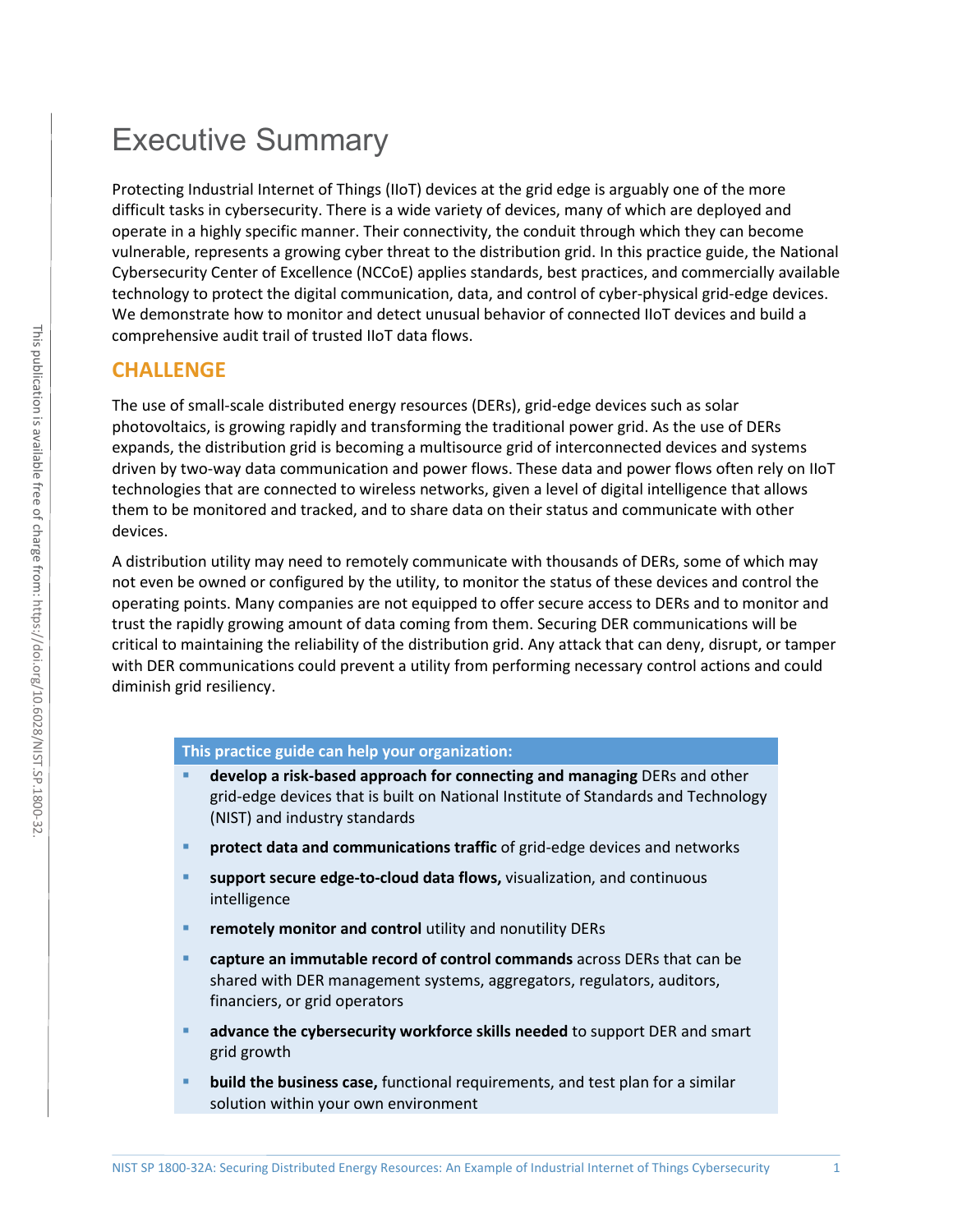# Executive Summary

Protecting Industrial Internet of Things (IIoT) devices at the grid edge is arguably one of the more difficult tasks in cybersecurity. There is a wide variety of devices, many of which are deployed and operate in a highly specific manner. Their connectivity, the conduit through which they can become vulnerable, represents a growing cyber threat to the distribution grid. In this practice guide, the National Cybersecurity Center of Excellence (NCCoE) applies standards, best practices, and commercially available technology to protect the digital communication, data, and control of cyber-physical grid-edge devices. We demonstrate how to monitor and detect unusual behavior of connected IIoT devices and build a comprehensive audit trail of trusted IIoT data flows.

## CHALLENGE

The use of small-scale distributed energy resources (DERs), grid-edge devices such as solar photovoltaics, is growing rapidly and transforming the traditional power grid. As the use of DERs expands, the distribution grid is becoming a multisource grid of interconnected devices and systems driven by two-way data communication and power flows. These data and power flows often rely on IIoT technologies that are connected to wireless networks, given a level of digital intelligence that allows them to be monitored and tracked, and to share data on their status and communicate with other devices.

A distribution utility may need to remotely communicate with thousands of DERs, some of which may not even be owned or configured by the utility, to monitor the status of these devices and control the operating points. Many companies are not equipped to offer secure access to DERs and to monitor and trust the rapidly growing amount of data coming from them. Securing DER communications will be critical to maintaining the reliability of the distribution grid. Any attack that can deny, disrupt, or tamper with DER communications could prevent a utility from performing necessary control actions and could diminish grid resiliency.

**This practice guide can help your organization:**

- **develop a risk-based approach for connecting and managing** DERs and other grid-edge devices that is built on National Institute of Standards and Technology (NIST) and industry standards
- **protect data and communications traffic** of grid-edge devices and networks
- **support secure edge-to-cloud data flows,** visualization, and continuous intelligence
- **remotely monitor and control** utility and nonutility DERs
- **capture an immutable record of control commands** across DERs that can be shared with DER management systems, aggregators, regulators, auditors, financiers, or grid operators
- **advance the cybersecurity workforce skills needed** to support DER and smart grid growth
- **build the business case,** functional requirements, and test plan for a similar solution within your own environment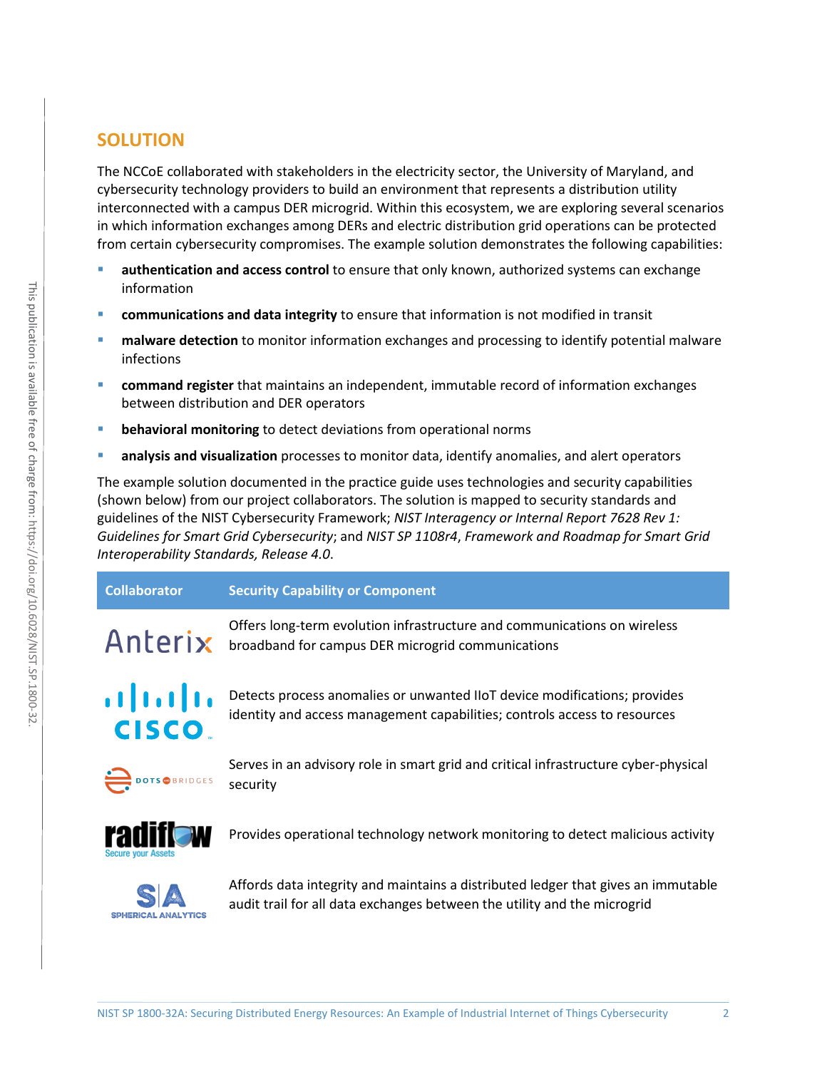## SOLUTION

The NCCoE collaborated with stakeholders in the electricity sector, the University of Maryland, and cybersecurity technology providers to build an environment that represents a distribution utility interconnected with a campus DER microgrid. Within this ecosystem, we are exploring several scenarios in which information exchanges among DERs and electric distribution grid operations can be protected from certain cybersecurity compromises. The example solution demonstrates the following capabilities:

- **authentication and access control** to ensure that only known, authorized systems can exchange information
- **communications and data integrity** to ensure that information is not modified in transit
- **malware detection** to monitor information exchanges and processing to identify potential malware infections
- **command register** that maintains an independent, immutable record of information exchanges between distribution and DER operators
- **behavioral monitoring** to detect deviations from operational norms
- **analysis and visualization** processes to monitor data, identify anomalies, and alert operators

The example solution documented in the practice guide uses technologies and security capabilities (shown below) from our project collaborators. The solution is mapped to security standards and guidelines of the NIST Cybersecurity Framework; *NIST Interagency or Internal Report 7628 Rev 1: Guidelines for Smart Grid Cybersecurity*; and *NIST SP 1108r4*, *Framework and Roadmap for Smart Grid Interoperability Standards, Release 4.0*.

| Collaborator | Security Capability or Component |
|---|---|
| Anterix | Offers long-term evolution infrastructure and communications on wireless broadband for campus DER microgrid communications |
| Cisco | Detects process anomalies or unwanted IIoT device modifications; provides identity and access management capabilities; controls access to resources |
| Dots and Bridges | Serves in an advisory role in smart grid and critical infrastructure cyber-physical security |
| Radiflow | Provides operational technology network monitoring to detect malicious activity |
| Spherical Analytics | Affords data integrity and maintains a distributed ledger that gives an immutable audit trail for all data exchanges between the utility and the microgrid |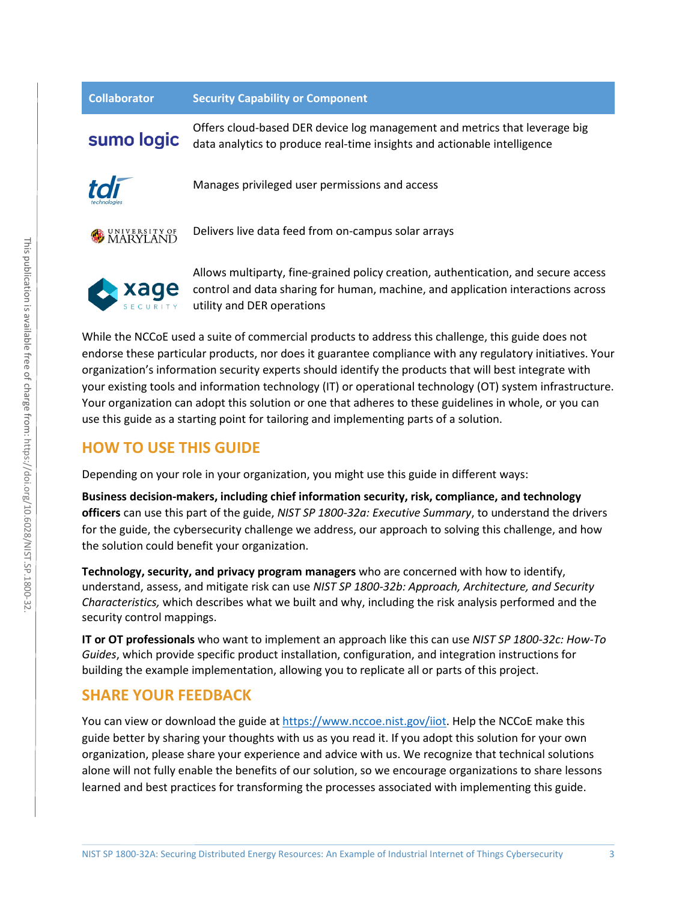| Collaborator | Security Capability or Component |
| --- | --- |
| sumo logic | Offers cloud-based DER device log management and metrics that leverage big data analytics to produce real-time insights and actionable intelligence |
| tdi technologies | Manages privileged user permissions and access |
| University of Maryland | Delivers live data feed from on-campus solar arrays |
| xage security | Allows multiparty, fine-grained policy creation, authentication, and secure access control and data sharing for human, machine, and application interactions across utility and DER operations |

While the NCCoE used a suite of commercial products to address this challenge, this guide does not endorse these particular products, nor does it guarantee compliance with any regulatory initiatives. Your organization's information security experts should identify the products that will best integrate with your existing tools and information technology (IT) or operational technology (OT) system infrastructure. Your organization can adopt this solution or one that adheres to these guidelines in whole, or you can use this guide as a starting point for tailoring and implementing parts of a solution.

## HOW TO USE THIS GUIDE

Depending on your role in your organization, you might use this guide in different ways:

**Business decision-makers, including chief information security, risk, compliance, and technology officers** can use this part of the guide, *NIST SP 1800-32a: Executive Summary*, to understand the drivers for the guide, the cybersecurity challenge we address, our approach to solving this challenge, and how the solution could benefit your organization.

**Technology, security, and privacy program managers** who are concerned with how to identify, understand, assess, and mitigate risk can use *NIST SP 1800-32b: Approach, Architecture, and Security Characteristics,* which describes what we built and why, including the risk analysis performed and the security control mappings.

**IT or OT professionals** who want to implement an approach like this can use *NIST SP 1800-32c: How-To Guides*, which provide specific product installation, configuration, and integration instructions for building the example implementation, allowing you to replicate all or parts of this project.

## SHARE YOUR FEEDBACK

You can view or download the guide at https://www.nccoe.nist.gov/iiot. Help the NCCoE make this guide better by sharing your thoughts with us as you read it. If you adopt this solution for your own organization, please share your experience and advice with us. We recognize that technical solutions alone will not fully enable the benefits of our solution, so we encourage organizations to share lessons learned and best practices for transforming the processes associated with implementing this guide.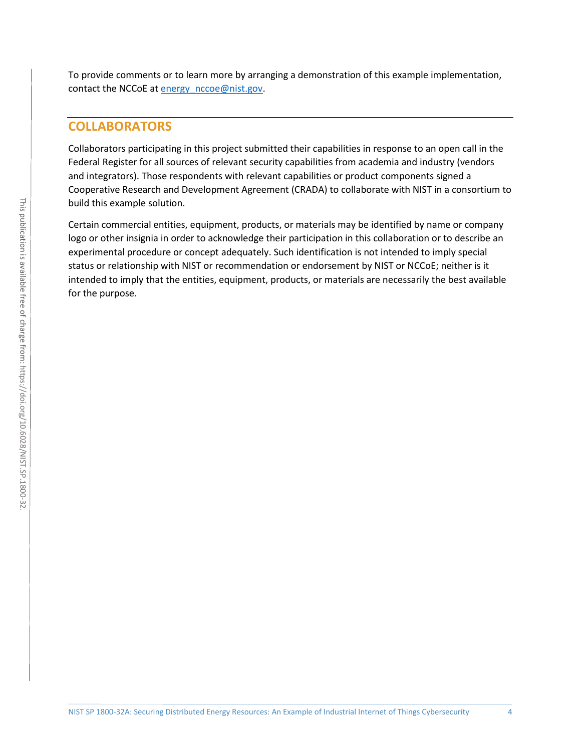To provide comments or to learn more by arranging a demonstration of this example implementation, contact the NCCoE at [energy_nccoe@nist.gov](mailto:energy_nccoe@nist.gov).

## COLLABORATORS

Collaborators participating in this project submitted their capabilities in response to an open call in the Federal Register for all sources of relevant security capabilities from academia and industry (vendors and integrators). Those respondents with relevant capabilities or product components signed a Cooperative Research and Development Agreement (CRADA) to collaborate with NIST in a consortium to build this example solution.

Certain commercial entities, equipment, products, or materials may be identified by name or company logo or other insignia in order to acknowledge their participation in this collaboration or to describe an experimental procedure or concept adequately. Such identification is not intended to imply special status or relationship with NIST or recommendation or endorsement by NIST or NCCoE; neither is it intended to imply that the entities, equipment, products, or materials are necessarily the best available for the purpose.